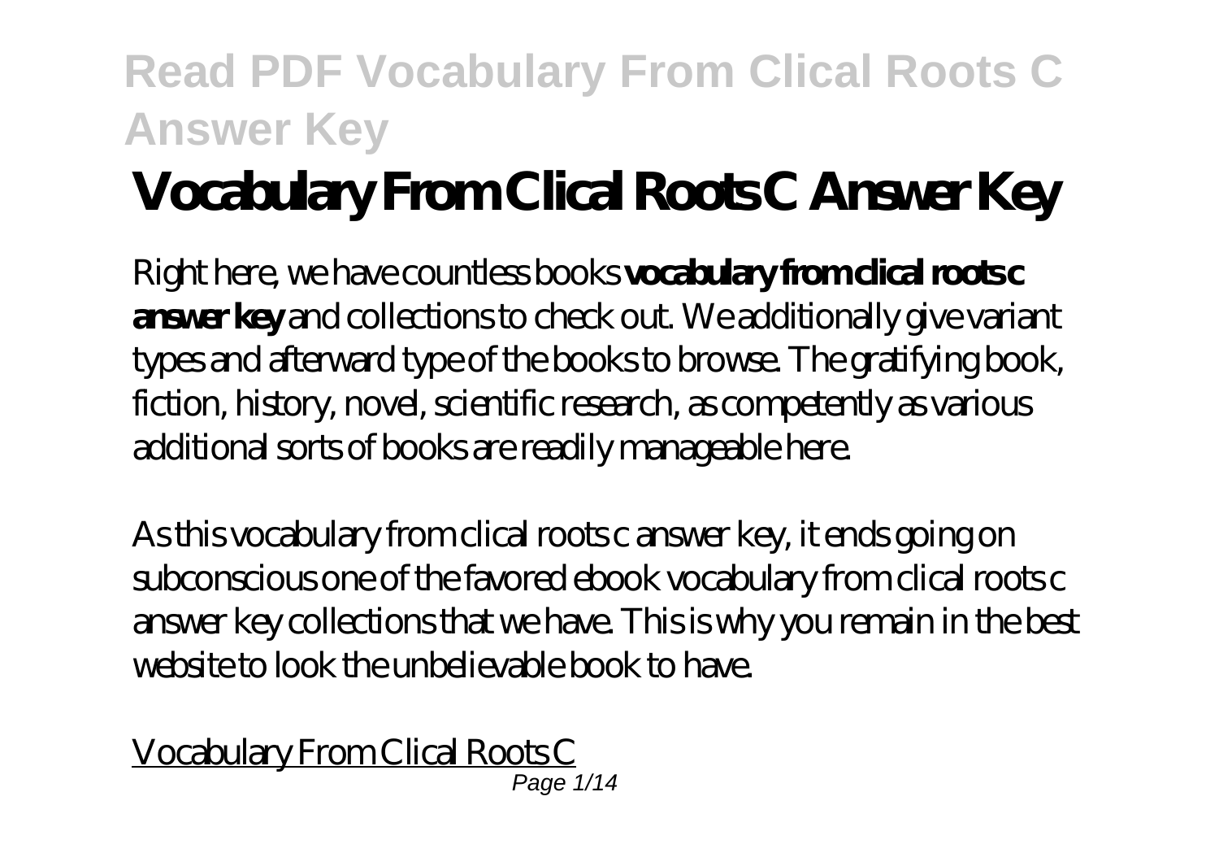# Vocabulary From Clical Roots C Answer Key

Right here, we have countless books **vocabulary from clical roots c answer key** and collections to check out. We additionally give variant types and afterward type of the books to browse. The gratifying book, fiction, history, novel, scientific research, as competently as various additional sorts of books are readily manageable here.

As this vocabulary from clical roots c answer key, it ends going on subconscious one of the favored ebook vocabulary from clical roots c answer key collections that we have. This is why you remain in the best website to look the unbelievable book to have.

Vocabulary From Clical Roots C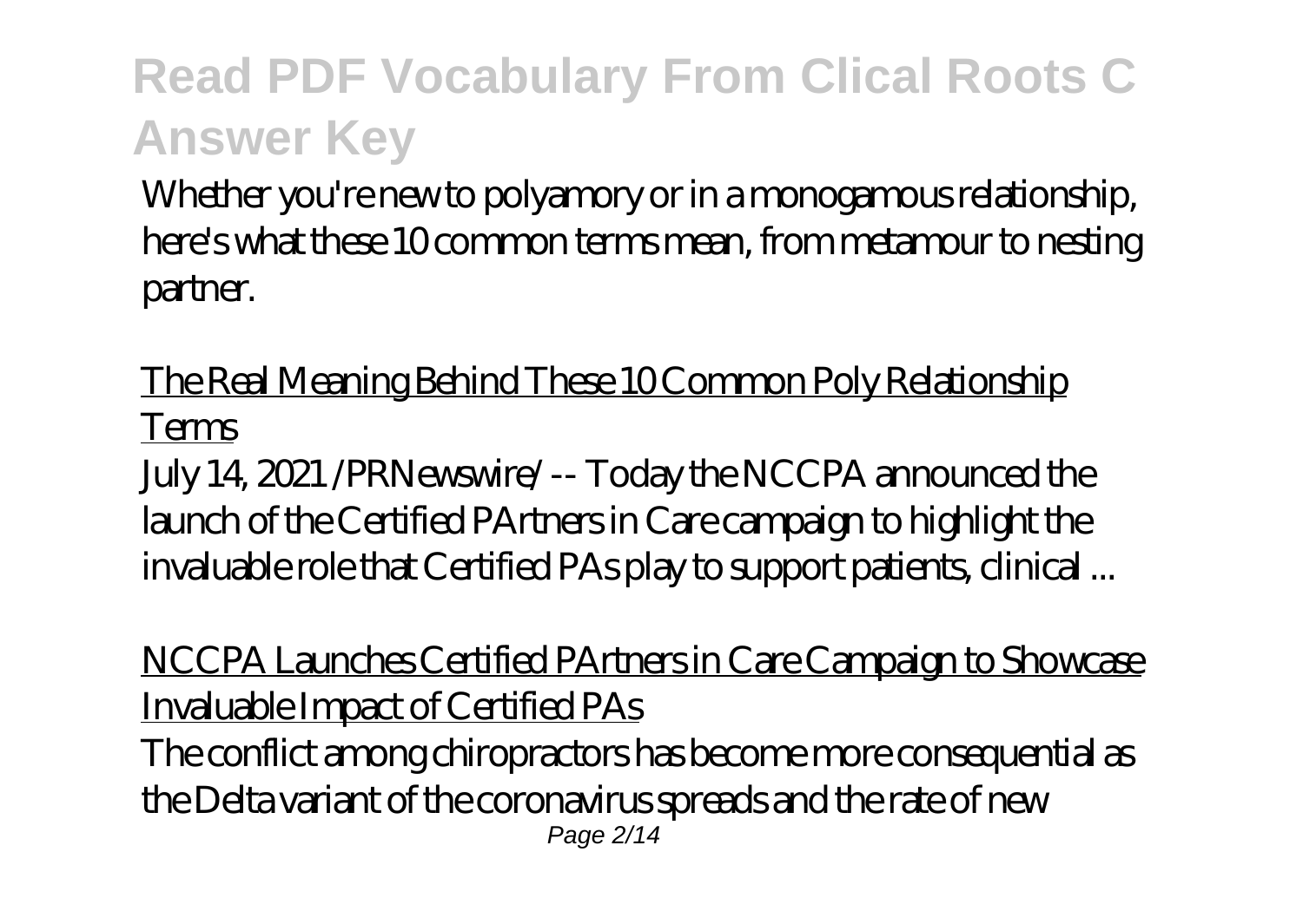Whether you're new to polyamory or in a monogamous relationship, here's what these 10 common terms mean, from metamour to nesting partner.

The Real Meaning Behind These 10 Common Poly Relationship Terms

July 14, 2021 /PRNewswire/ -- Today the NCCPA announced the launch of the Certified PArtners in Care campaign to highlight the invaluable role that Certified PAs play to support patients, clinical ...

NCCPA Launches Certified PArtners in Care Campaign to Showcase Invaluable Impact of Certified PAs

The conflict among chiropractors has become more consequential as the Delta variant of the coronavirus spreads and the rate of new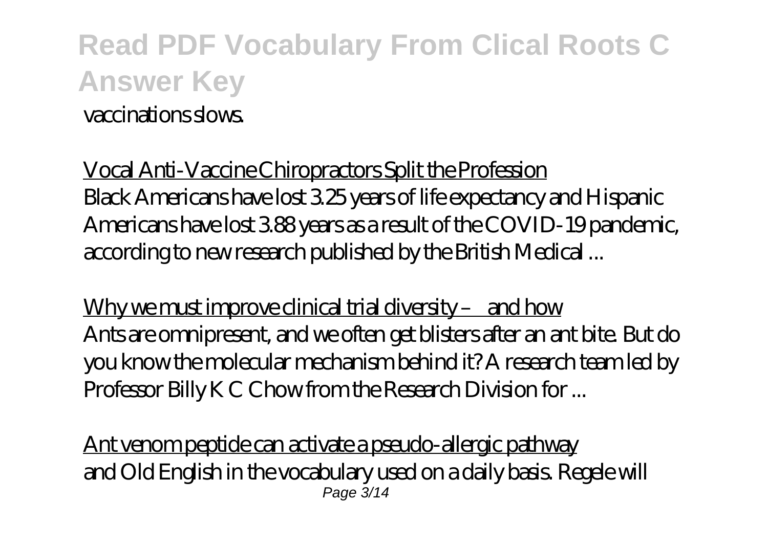vaccinations slows.

Vocal Anti-Vaccine Chiropractors Split the Profession

Black Americans have lost 3.25 years of life expectancy and Hispanic Americans have lost 3.88 years as a result of the COVID-19 pandemic, according to new research published by the British Medical ...

Why we must improve clinical trial diversity – and how

Ants are omnipresent, and we often get blisters after an ant bite. But do you know the molecular mechanism behind it? A research team led by Professor Billy K C Chow from the Research Division for ...

Ant venom peptide can activate a pseudo-allergic pathway

and Old English in the vocabulary used on a daily basis. Regele will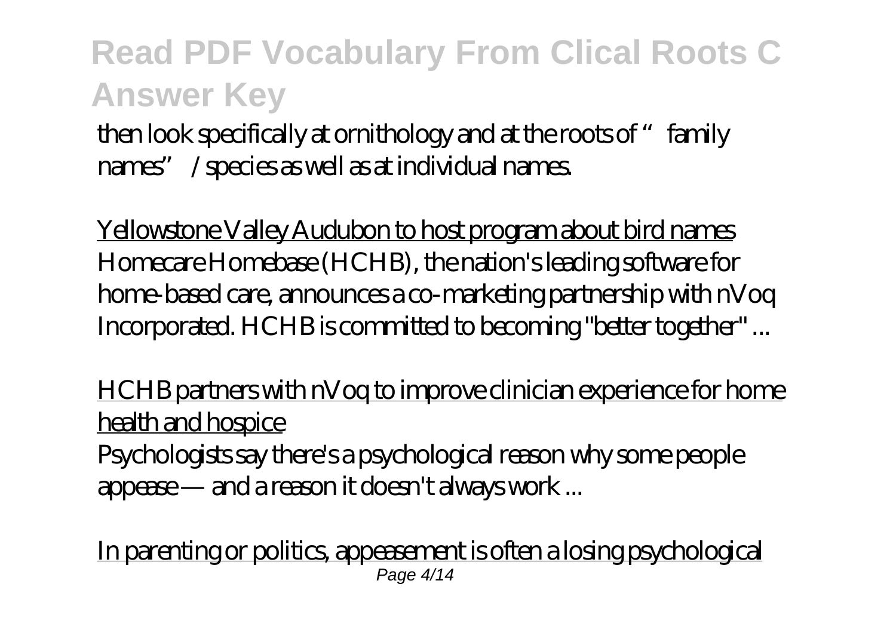then look specifically at ornithology and at the roots of "family names" / species as well as at individual names.

Yellowstone Valley Audubon to host program about bird names
Homecare Homebase (HCHB), the nation's leading software for home-based care, announces a co-marketing partnership with nVoq Incorporated. HCHB is committed to becoming "better together" ...

HCHB partners with nVoq to improve clinician experience for home health and hospice
Psychologists say there's a psychological reason why some people appease — and a reason it doesn't always work ...

In parenting or politics, appeasement is often a losing psychological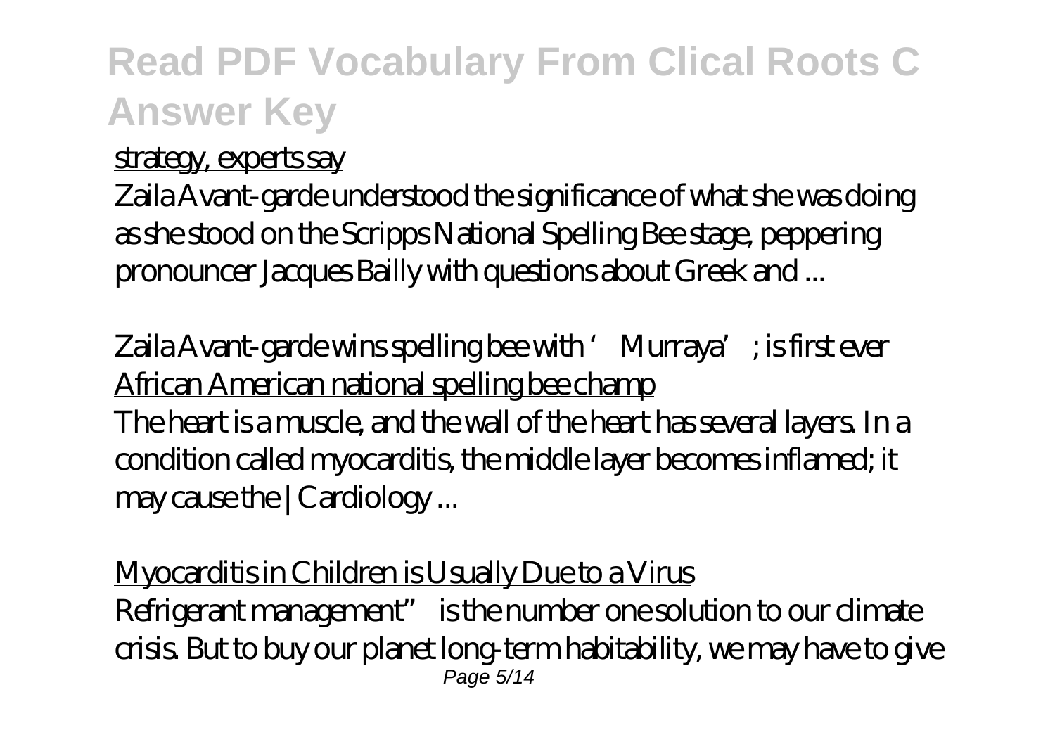strategy, experts say

Zaila Avant-garde understood the significance of what she was doing as she stood on the Scripps National Spelling Bee stage, peppering pronouncer Jacques Bailly with questions about Greek and ...

Zaila Avant-garde wins spelling bee with ' Murraya' ; is first ever African American national spelling bee champ

The heart is a muscle, and the wall of the heart has several layers. In a condition called myocarditis, the middle layer becomes inflamed; it may cause the | Cardiology ...

Myocarditis in Children is Usually Due to a Virus

Refrigerant management" is the number one solution to our climate crisis. But to buy our planet long-term habitability, we may have to give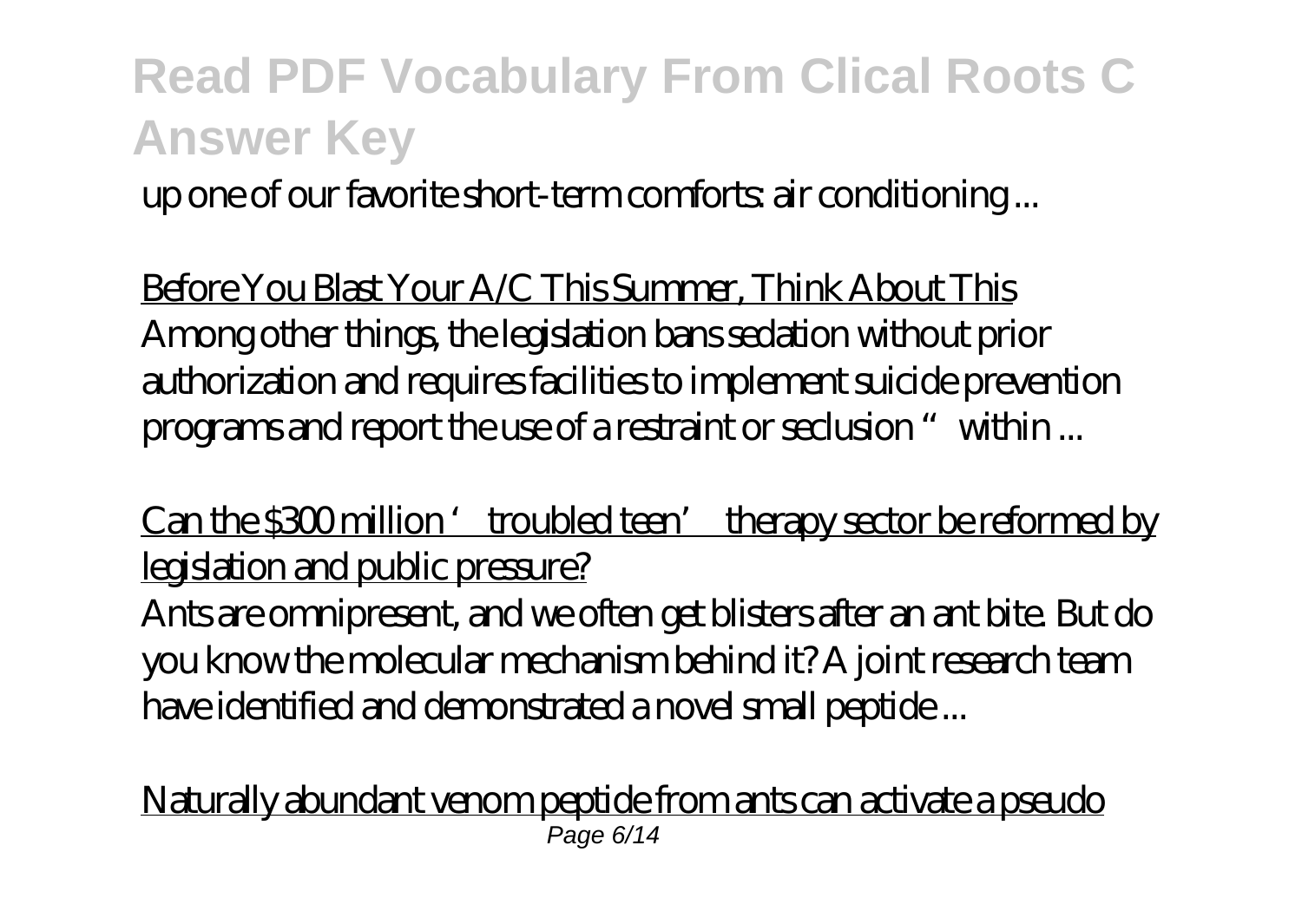up one of our favorite short-term comforts: air conditioning ...

Before You Blast Your A/C This Summer, Think About This

Among other things, the legislation bans sedation without prior authorization and requires facilities to implement suicide prevention programs and report the use of a restraint or seclusion " within ...

Can the $300 million ' troubled teen' therapy sector be reformed by legislation and public pressure?

Ants are omnipresent, and we often get blisters after an ant bite. But do you know the molecular mechanism behind it? A joint research team have identified and demonstrated a novel small peptide ...

Naturally abundant venom peptide from ants can activate a pseudo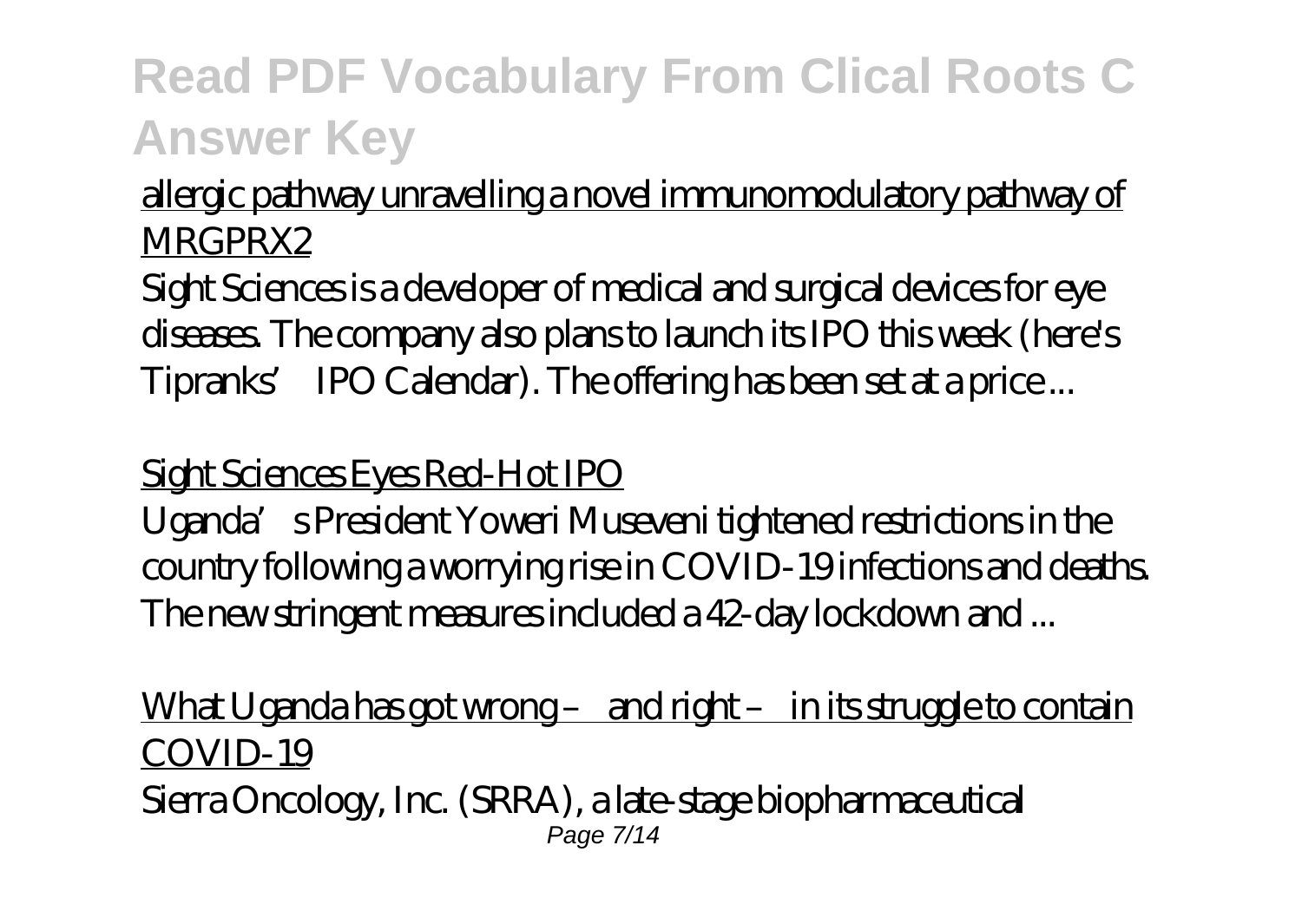allergic pathway unravelling a novel immunomodulatory pathway of MRGPRX2

Sight Sciences is a developer of medical and surgical devices for eye diseases. The company also plans to launch its IPO this week (here's Tipranks' IPO Calendar). The offering has been set at a price ...

Sight Sciences Eyes Red-Hot IPO

Uganda's President Yoweri Museveni tightened restrictions in the country following a worrying rise in COVID-19 infections and deaths. The new stringent measures included a 42-day lockdown and ...

What Uganda has got wrong – and right – in its struggle to contain COVID-19

Sierra Oncology, Inc. (SRRA), a late-stage biopharmaceutical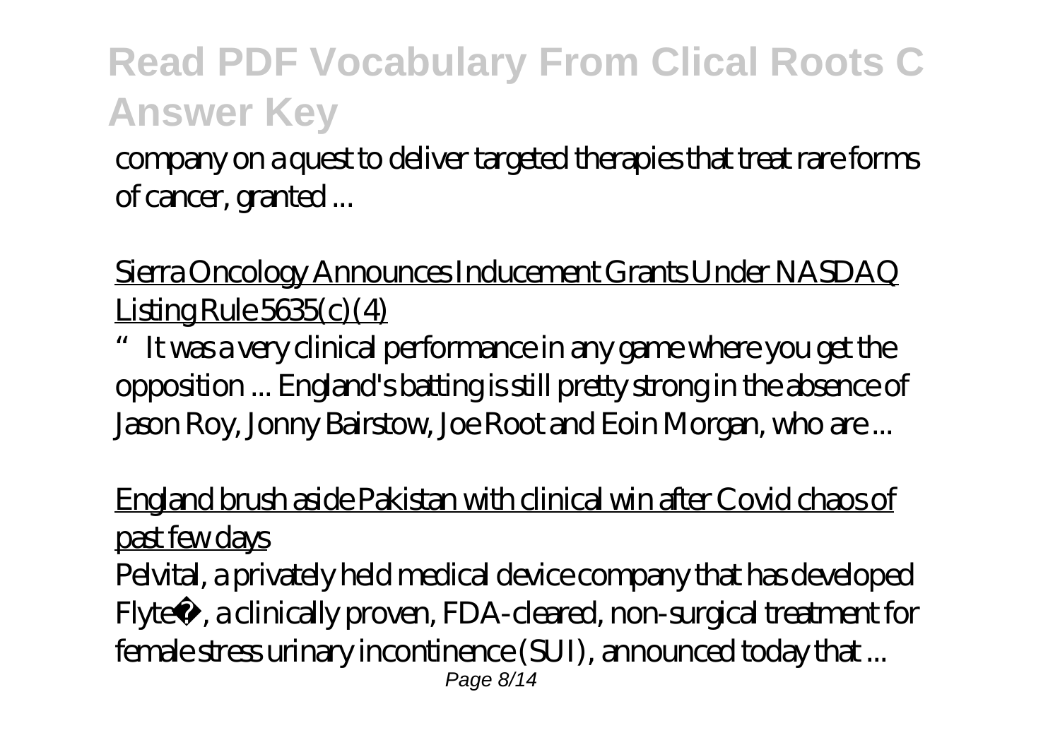company on a quest to deliver targeted therapies that treat rare forms of cancer, granted ...

Sierra Oncology Announces Inducement Grants Under NASDAQ Listing Rule 5635(c)(4)

"It was a very clinical performance in any game where you get the opposition ... England's batting is still pretty strong in the absence of Jason Roy, Jonny Bairstow, Joe Root and Eoin Morgan, who are ...

England brush aside Pakistan with clinical win after Covid chaos of past few days

Pelvital, a privately held medical device company that has developed Flyte®, a clinically proven, FDA-cleared, non-surgical treatment for female stress urinary incontinence (SUI), announced today that ...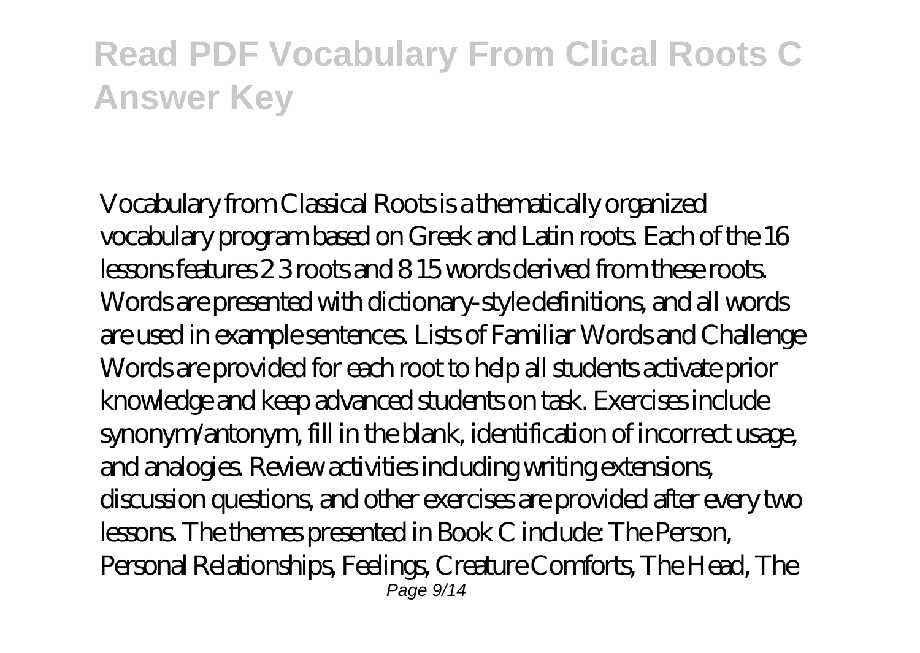Vocabulary from Classical Roots is a thematically organized vocabulary program based on Greek and Latin roots. Each of the 16 lessons features 2 3 roots and 8 15 words derived from these roots. Words are presented with dictionary-style definitions, and all words are used in example sentences. Lists of Familiar Words and Challenge Words are provided for each root to help all students activate prior knowledge and keep advanced students on task. Exercises include synonym/antonym, fill in the blank, identification of incorrect usage, and analogies. Review activities including writing extensions, discussion questions, and other exercises are provided after every two lessons. The themes presented in Book C include: The Person, Personal Relationships, Feelings, Creature Comforts, The Head, The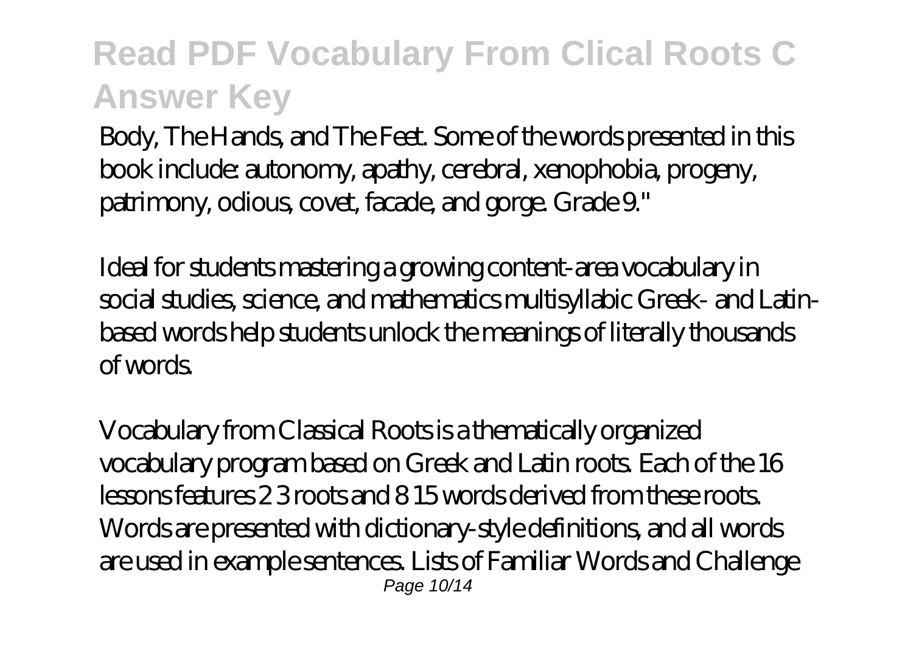Body, The Hands, and The Feet. Some of the words presented in this book include: autonomy, apathy, cerebral, xenophobia, progeny, patrimony, odious, covet, facade, and gorge. Grade 9."

Ideal for students mastering a growing content-area vocabulary in social studies, science, and mathematics multisyllabic Greek- and Latin-based words help students unlock the meanings of literally thousands of words.

Vocabulary from Classical Roots is a thematically organized vocabulary program based on Greek and Latin roots. Each of the 16 lessons features 2 3 roots and 8 15 words derived from these roots. Words are presented with dictionary-style definitions, and all words are used in example sentences. Lists of Familiar Words and Challenge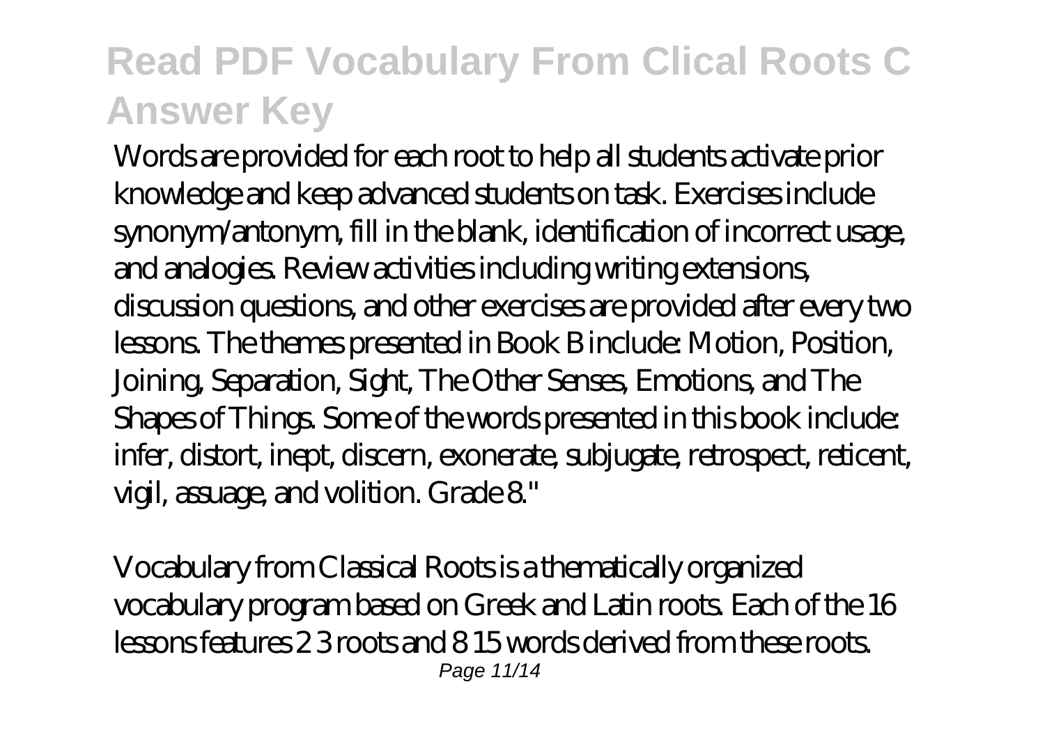Words are provided for each root to help all students activate prior knowledge and keep advanced students on task. Exercises include synonym/antonym, fill in the blank, identification of incorrect usage, and analogies. Review activities including writing extensions, discussion questions, and other exercises are provided after every two lessons. The themes presented in Book B include: Motion, Position, Joining, Separation, Sight, The Other Senses, Emotions, and The Shapes of Things. Some of the words presented in this book include: infer, distort, inept, discern, exonerate, subjugate, retrospect, reticent, vigil, assuage, and volition. Grade 8."

Vocabulary from Classical Roots is a thematically organized vocabulary program based on Greek and Latin roots. Each of the 16 lessons features 2 3 roots and 8 15 words derived from these roots.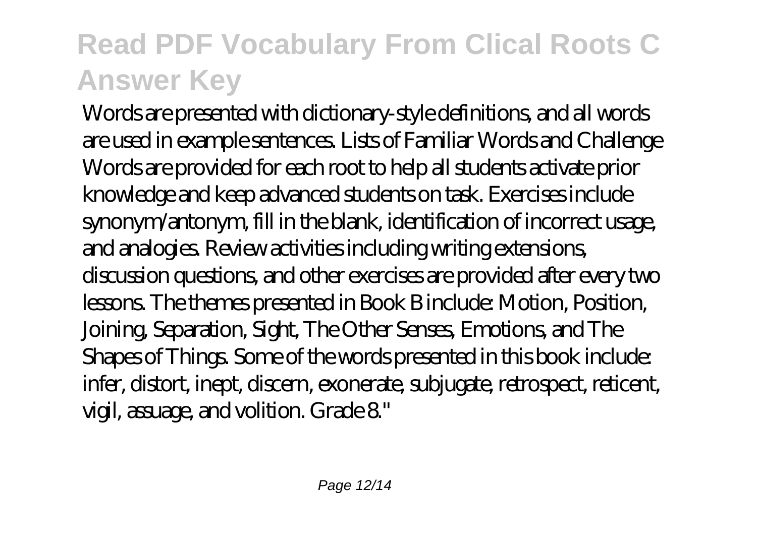Words are presented with dictionary-style definitions, and all words are used in example sentences. Lists of Familiar Words and Challenge Words are provided for each root to help all students activate prior knowledge and keep advanced students on task. Exercises include synonym/antonym, fill in the blank, identification of incorrect usage, and analogies. Review activities including writing extensions, discussion questions, and other exercises are provided after every two lessons. The themes presented in Book B include: Motion, Position, Joining, Separation, Sight, The Other Senses, Emotions, and The Shapes of Things. Some of the words presented in this book include: infer, distort, inept, discern, exonerate, subjugate, retrospect, reticent, vigil, assuage, and volition. Grade 8."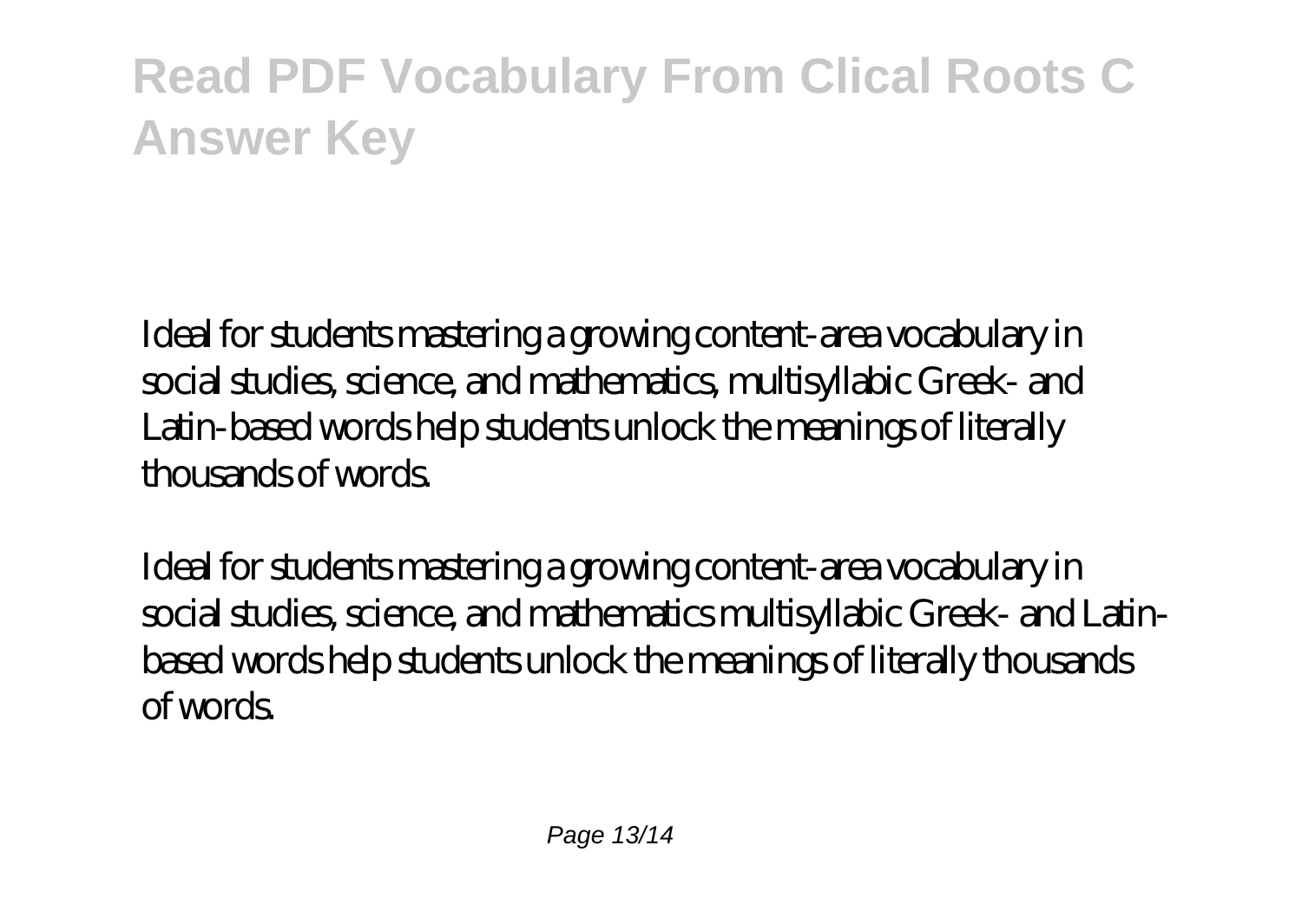Ideal for students mastering a growing content-area vocabulary in social studies, science, and mathematics, multisyllabic Greek- and Latin-based words help students unlock the meanings of literally thousands of words.

Ideal for students mastering a growing content-area vocabulary in social studies, science, and mathematics multisyllabic Greek- and Latin-based words help students unlock the meanings of literally thousands of words.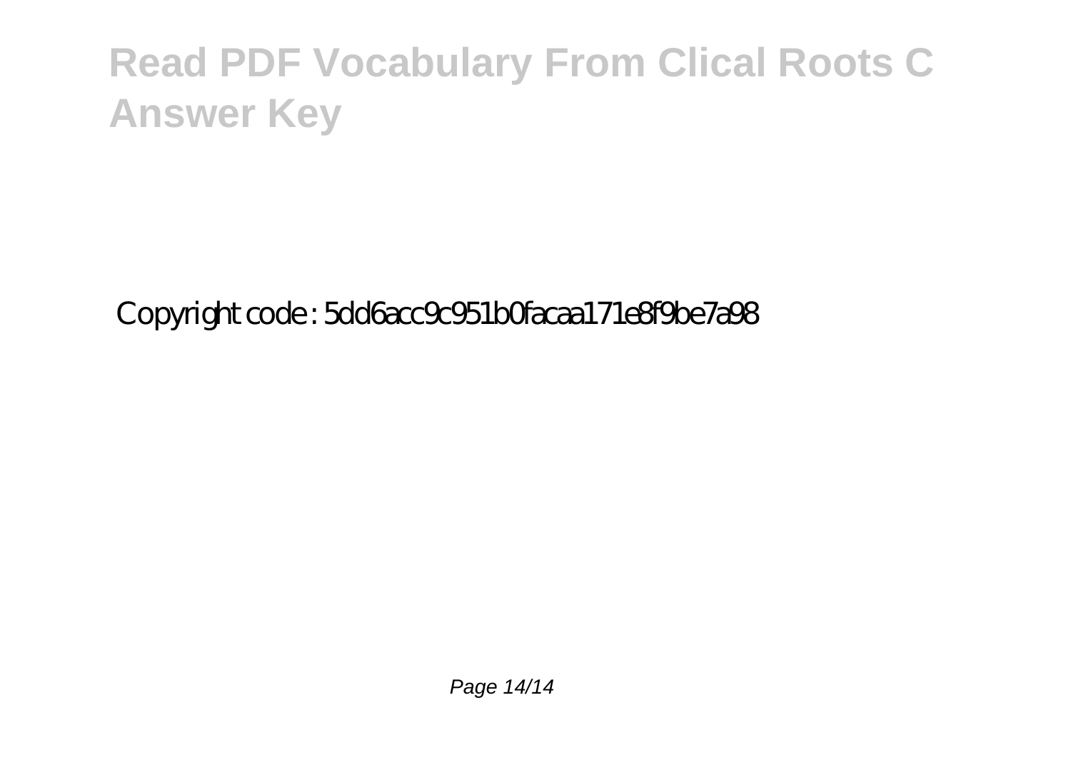Copyright code : 5dd6acc9c951b0facaa171e8f9be7a98